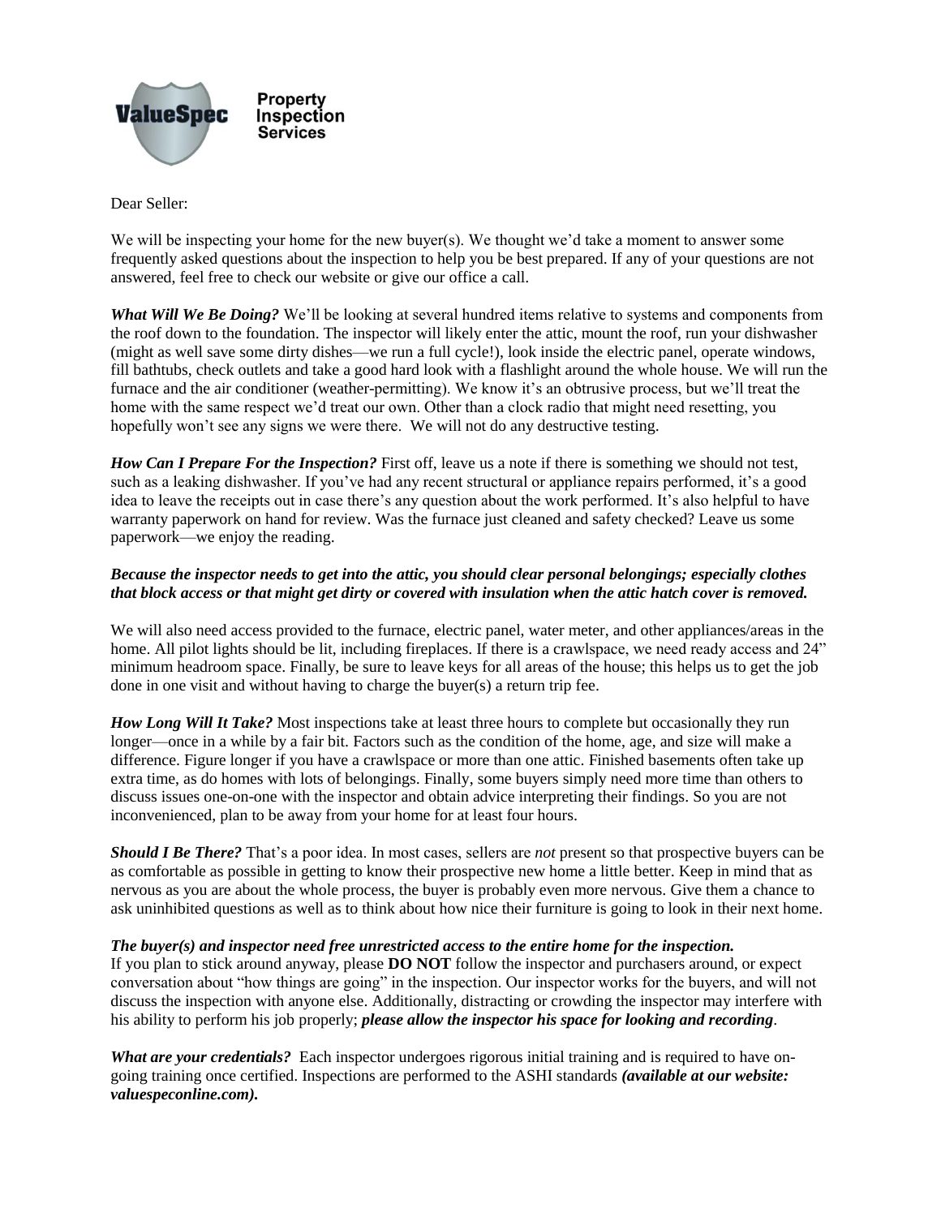**ValueSpec** Property Inspection Services

Dear Seller:

We will be inspecting your home for the new buyer(s). We thought we'd take a moment to answer some frequently asked questions about the inspection to help you be best prepared. If any of your questions are not answered, feel free to check our website or give our office a call.

***What Will We Be Doing?*** We'll be looking at several hundred items relative to systems and components from the roof down to the foundation. The inspector will likely enter the attic, mount the roof, run your dishwasher (might as well save some dirty dishes—we run a full cycle!), look inside the electric panel, operate windows, fill bathtubs, check outlets and take a good hard look with a flashlight around the whole house. We will run the furnace and the air conditioner (weather-permitting). We know it's an obtrusive process, but we'll treat the home with the same respect we'd treat our own. Other than a clock radio that might need resetting, you hopefully won't see any signs we were there. We will not do any destructive testing.

***How Can I Prepare For the Inspection?*** First off, leave us a note if there is something we should not test, such as a leaking dishwasher. If you've had any recent structural or appliance repairs performed, it's a good idea to leave the receipts out in case there's any question about the work performed. It's also helpful to have warranty paperwork on hand for review. Was the furnace just cleaned and safety checked? Leave us some paperwork—we enjoy the reading.

***Because the inspector needs to get into the attic, you should clear personal belongings; especially clothes that block access or that might get dirty or covered with insulation when the attic hatch cover is removed.***

We will also need access provided to the furnace, electric panel, water meter, and other appliances/areas in the home. All pilot lights should be lit, including fireplaces. If there is a crawlspace, we need ready access and 24" minimum headroom space. Finally, be sure to leave keys for all areas of the house; this helps us to get the job done in one visit and without having to charge the buyer(s) a return trip fee.

***How Long Will It Take?*** Most inspections take at least three hours to complete but occasionally they run longer—once in a while by a fair bit. Factors such as the condition of the home, age, and size will make a difference. Figure longer if you have a crawlspace or more than one attic. Finished basements often take up extra time, as do homes with lots of belongings. Finally, some buyers simply need more time than others to discuss issues one-on-one with the inspector and obtain advice interpreting their findings. So you are not inconvenienced, plan to be away from your home for at least four hours.

***Should I Be There?*** That's a poor idea. In most cases, sellers are *not* present so that prospective buyers can be as comfortable as possible in getting to know their prospective new home a little better. Keep in mind that as nervous as you are about the whole process, the buyer is probably even more nervous. Give them a chance to ask uninhibited questions as well as to think about how nice their furniture is going to look in their next home.

***The buyer(s) and inspector need free unrestricted access to the entire home for the inspection.***
If you plan to stick around anyway, please **DO NOT** follow the inspector and purchasers around, or expect conversation about "how things are going" in the inspection. Our inspector works for the buyers, and will not discuss the inspection with anyone else. Additionally, distracting or crowding the inspector may interfere with his ability to perform his job properly; ***please allow the inspector his space for looking and recording***.

***What are your credentials?*** Each inspector undergoes rigorous initial training and is required to have on-going training once certified. Inspections are performed to the ASHI standards ***(available at our website: valuespeconline.com).***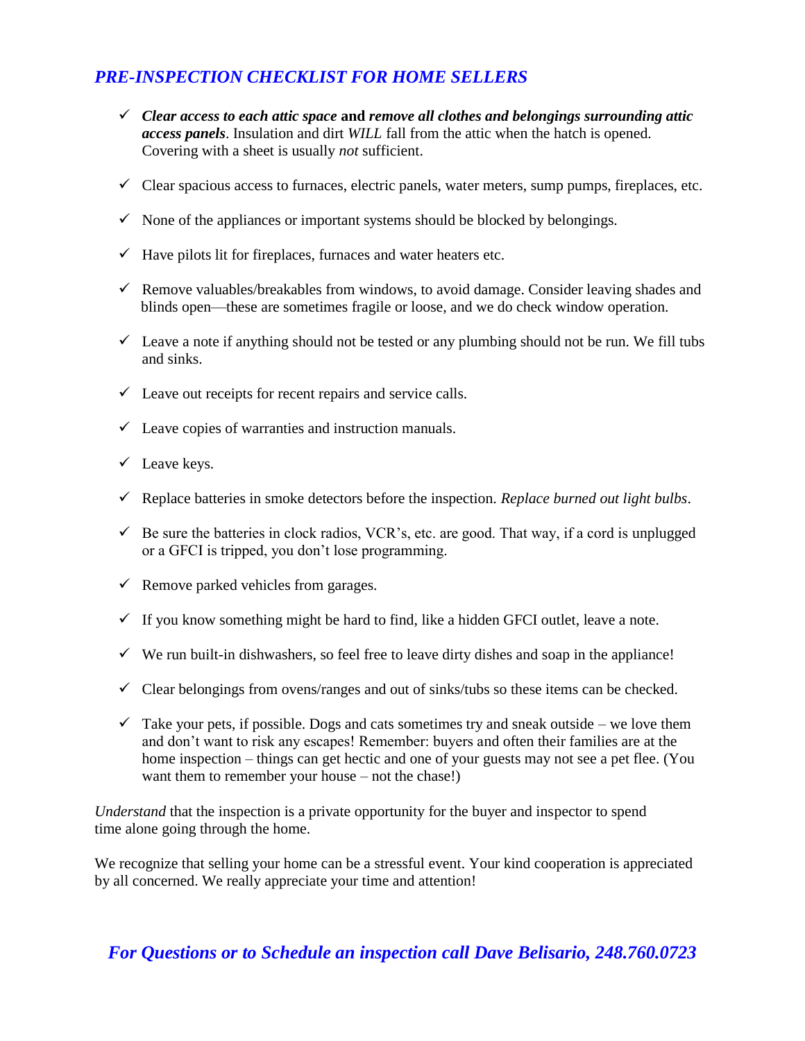## *PRE-INSPECTION CHECKLIST FOR HOME SELLERS*

- ***Clear access to each attic space*** **and** ***remove all clothes and belongings surrounding attic access panels***. Insulation and dirt *WILL* fall from the attic when the hatch is opened. Covering with a sheet is usually *not* sufficient.
- Clear spacious access to furnaces, electric panels, water meters, sump pumps, fireplaces, etc.
- None of the appliances or important systems should be blocked by belongings.
- Have pilots lit for fireplaces, furnaces and water heaters etc.
- Remove valuables/breakables from windows, to avoid damage. Consider leaving shades and blinds open—these are sometimes fragile or loose, and we do check window operation.
- Leave a note if anything should not be tested or any plumbing should not be run. We fill tubs and sinks.
- Leave out receipts for recent repairs and service calls.
- Leave copies of warranties and instruction manuals.
- Leave keys.
- Replace batteries in smoke detectors before the inspection. *Replace burned out light bulbs*.
- Be sure the batteries in clock radios, VCR's, etc. are good. That way, if a cord is unplugged or a GFCI is tripped, you don't lose programming.
- Remove parked vehicles from garages.
- If you know something might be hard to find, like a hidden GFCI outlet, leave a note.
- We run built-in dishwashers, so feel free to leave dirty dishes and soap in the appliance!
- Clear belongings from ovens/ranges and out of sinks/tubs so these items can be checked.
- Take your pets, if possible. Dogs and cats sometimes try and sneak outside – we love them and don't want to risk any escapes! Remember: buyers and often their families are at the home inspection – things can get hectic and one of your guests may not see a pet flee. (You want them to remember your house – not the chase!)

*Understand* that the inspection is a private opportunity for the buyer and inspector to spend time alone going through the home.

We recognize that selling your home can be a stressful event. Your kind cooperation is appreciated by all concerned. We really appreciate your time and attention!

***For Questions or to Schedule an inspection call Dave Belisario, 248.760.0723***